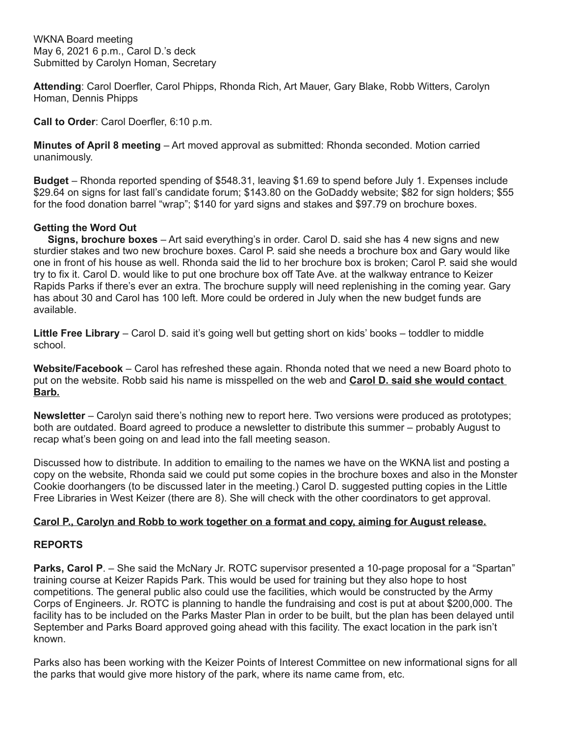WKNA Board meeting
May 6, 2021 6 p.m., Carol D.'s deck
Submitted by Carolyn Homan, Secretary

**Attending**: Carol Doerfler, Carol Phipps, Rhonda Rich, Art Mauer, Gary Blake, Robb Witters, Carolyn Homan, Dennis Phipps

**Call to Order**: Carol Doerfler, 6:10 p.m.

**Minutes of April 8 meeting** – Art moved approval as submitted: Rhonda seconded. Motion carried unanimously.

**Budget** – Rhonda reported spending of $548.31, leaving $1.69 to spend before July 1. Expenses include $29.64 on signs for last fall's candidate forum; $143.80 on the GoDaddy website; $82 for sign holders; $55 for the food donation barrel "wrap"; $140 for yard signs and stakes and $97.79 on brochure boxes.

**Getting the Word Out**

**Signs, brochure boxes** – Art said everything's in order. Carol D. said she has 4 new signs and new sturdier stakes and two new brochure boxes. Carol P. said she needs a brochure box and Gary would like one in front of his house as well. Rhonda said the lid to her brochure box is broken; Carol P. said she would try to fix it. Carol D. would like to put one brochure box off Tate Ave. at the walkway entrance to Keizer Rapids Parks if there's ever an extra. The brochure supply will need replenishing in the coming year. Gary has about 30 and Carol has 100 left. More could be ordered in July when the new budget funds are available.

**Little Free Library** – Carol D. said it's going well but getting short on kids' books – toddler to middle school.

**Website/Facebook** – Carol has refreshed these again. Rhonda noted that we need a new Board photo to put on the website. Robb said his name is misspelled on the web and **Carol D. said she would contact Barb.**

**Newsletter** – Carolyn said there's nothing new to report here. Two versions were produced as prototypes; both are outdated. Board agreed to produce a newsletter to distribute this summer – probably August to recap what's been going on and lead into the fall meeting season.

Discussed how to distribute. In addition to emailing to the names we have on the WKNA list and posting a copy on the website, Rhonda said we could put some copies in the brochure boxes and also in the Monster Cookie doorhangers (to be discussed later in the meeting.) Carol D. suggested putting copies in the Little Free Libraries in West Keizer (there are 8). She will check with the other coordinators to get approval.

**Carol P., Carolyn and Robb to work together on a format and copy, aiming for August release.**

## REPORTS

**Parks, Carol P**. – She said the McNary Jr. ROTC supervisor presented a 10-page proposal for a "Spartan" training course at Keizer Rapids Park. This would be used for training but they also hope to host competitions. The general public also could use the facilities, which would be constructed by the Army Corps of Engineers. Jr. ROTC is planning to handle the fundraising and cost is put at about $200,000. The facility has to be included on the Parks Master Plan in order to be built, but the plan has been delayed until September and Parks Board approved going ahead with this facility. The exact location in the park isn't known.

Parks also has been working with the Keizer Points of Interest Committee on new informational signs for all the parks that would give more history of the park, where its name came from, etc.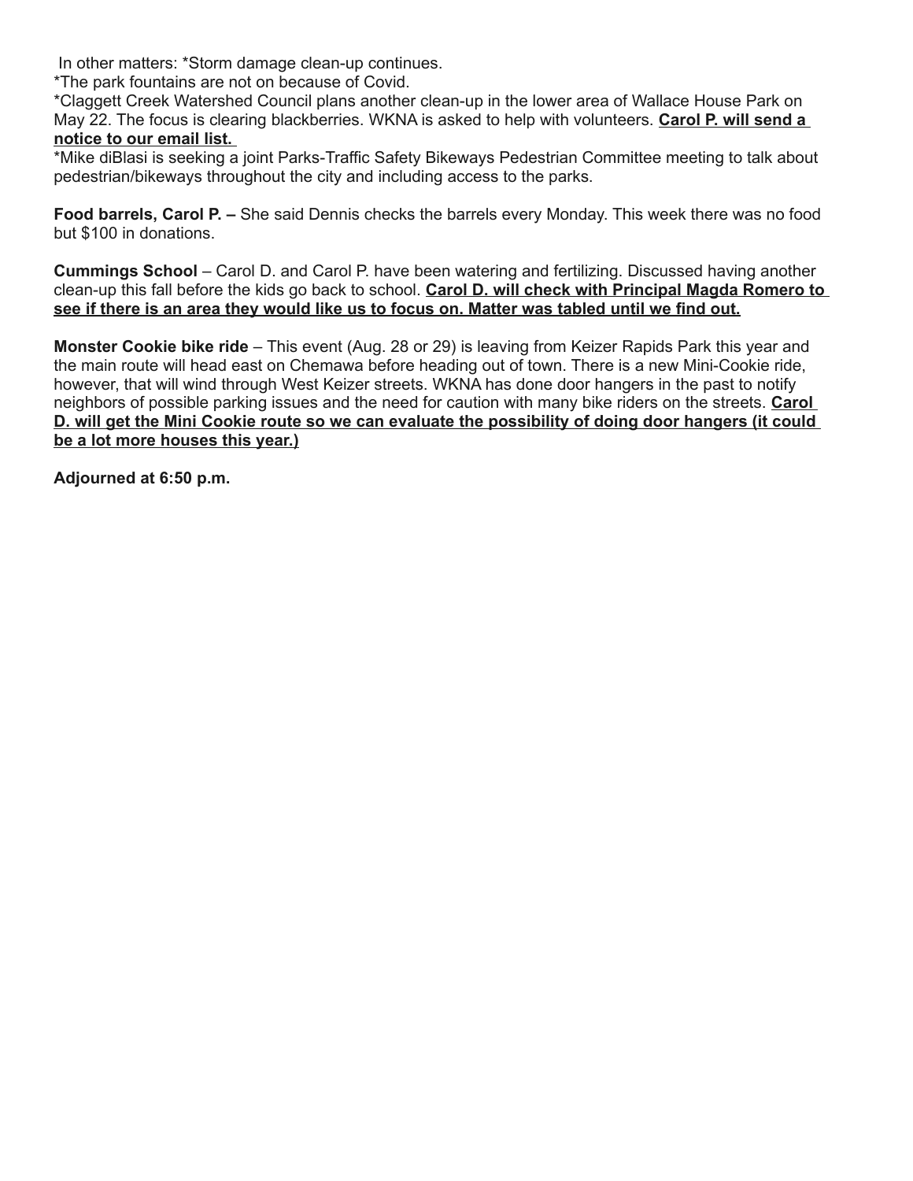In other matters: *Storm damage clean-up continues.

*The park fountains are not on because of Covid.

*Claggett Creek Watershed Council plans another clean-up in the lower area of Wallace House Park on May 22. The focus is clearing blackberries. WKNA is asked to help with volunteers. **<u>Carol P. will send a notice to our email list.</u>**

*Mike diBlasi is seeking a joint Parks-Traffic Safety Bikeways Pedestrian Committee meeting to talk about pedestrian/bikeways throughout the city and including access to the parks.

**Food barrels, Carol P. –** She said Dennis checks the barrels every Monday. This week there was no food but $100 in donations.

**Cummings School** – Carol D. and Carol P. have been watering and fertilizing. Discussed having another clean-up this fall before the kids go back to school. **<u>Carol D. will check with Principal Magda Romero to see if there is an area they would like us to focus on. Matter was tabled until we find out.</u>**

**Monster Cookie bike ride** – This event (Aug. 28 or 29) is leaving from Keizer Rapids Park this year and the main route will head east on Chemawa before heading out of town. There is a new Mini-Cookie ride, however, that will wind through West Keizer streets. WKNA has done door hangers in the past to notify neighbors of possible parking issues and the need for caution with many bike riders on the streets. **<u>Carol D. will get the Mini Cookie route so we can evaluate the possibility of doing door hangers (it could be a lot more houses this year.)</u>**

**Adjourned at 6:50 p.m.**